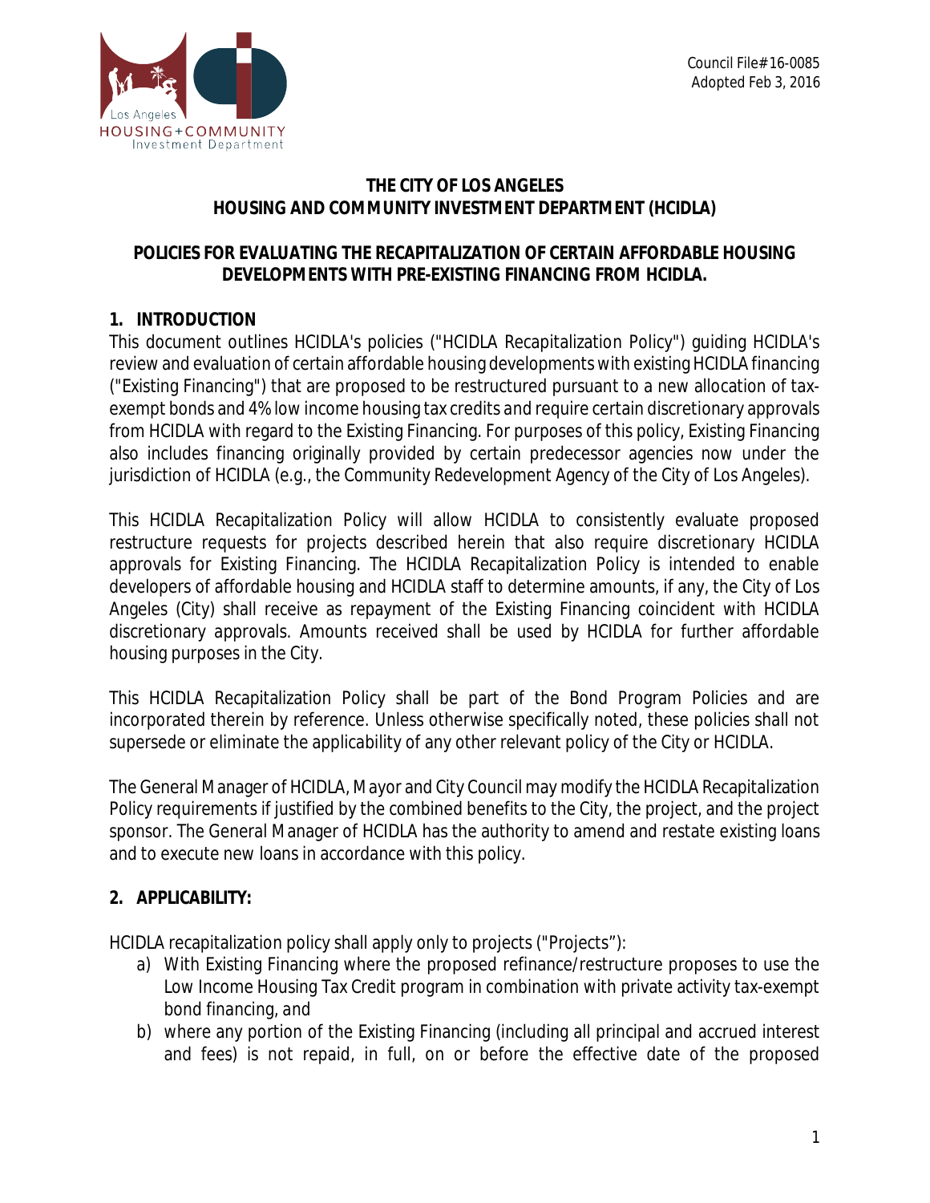Council File#16-0085
Adopted Feb 3, 2016

**THE CITY OF LOS ANGELES**
**HOUSING AND COMMUNITY INVESTMENT DEPARTMENT (HCIDLA)**

**POLICIES FOR EVALUATING THE RECAPITALIZATION OF CERTAIN AFFORDABLE HOUSING DEVELOPMENTS WITH PRE-EXISTING FINANCING FROM HCIDLA.**

## 1. INTRODUCTION

This document outlines HCIDLA's policies ("HCIDLA Recapitalization Policy") guiding HCIDLA's review and evaluation of certain affordable housing developments with existing HCIDLA financing ("Existing Financing") that are proposed to be restructured pursuant to a new allocation of tax-exempt bonds and 4% low income housing tax credits and require certain discretionary approvals from HCIDLA with regard to the Existing Financing. For purposes of this policy, Existing Financing also includes financing originally provided by certain predecessor agencies now under the jurisdiction of HCIDLA (e.g., the Community Redevelopment Agency of the City of Los Angeles).

This HCIDLA Recapitalization Policy will allow HCIDLA to consistently evaluate proposed restructure requests for projects described herein that also require discretionary HCIDLA approvals for Existing Financing. The HCIDLA Recapitalization Policy is intended to enable developers of affordable housing and HCIDLA staff to determine amounts, if any, the City of Los Angeles (City) shall receive as repayment of the Existing Financing coincident with HCIDLA discretionary approvals. Amounts received shall be used by HCIDLA for further affordable housing purposes in the City.

This HCIDLA Recapitalization Policy shall be part of the Bond Program Policies and are incorporated therein by reference. Unless otherwise specifically noted, these policies shall not supersede or eliminate the applicability of any other relevant policy of the City or HCIDLA.

The General Manager of HCIDLA, Mayor and City Council may modify the HCIDLA Recapitalization Policy requirements if justified by the combined benefits to the City, the project, and the project sponsor. The General Manager of HCIDLA has the authority to amend and restate existing loans and to execute new loans in accordance with this policy.

## 2. APPLICABILITY:

HCIDLA recapitalization policy shall apply only to projects ("Projects"):

a) With Existing Financing where the proposed refinance/restructure proposes to use the Low Income Housing Tax Credit program in combination with private activity tax-exempt bond financing, and
b) where any portion of the Existing Financing (including all principal and accrued interest and fees) is not repaid, in full, on or before the effective date of the proposed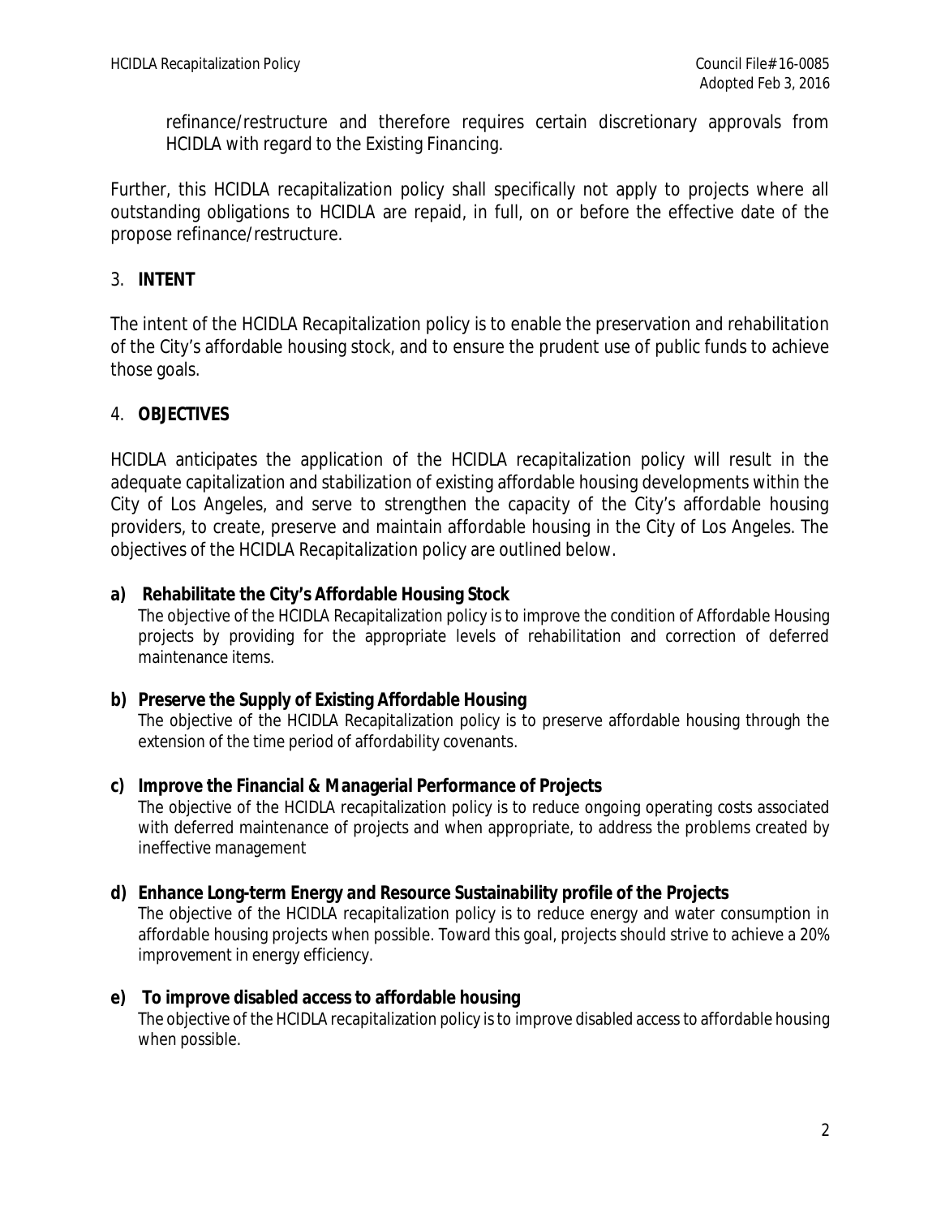refinance/restructure and therefore requires certain discretionary approvals from HCIDLA with regard to the Existing Financing.

Further, this HCIDLA recapitalization policy shall specifically not apply to projects where all outstanding obligations to HCIDLA are repaid, in full, on or before the effective date of the propose refinance/restructure.

## 3. INTENT

The intent of the HCIDLA Recapitalization policy is to enable the preservation and rehabilitation of the City's affordable housing stock, and to ensure the prudent use of public funds to achieve those goals.

## 4. OBJECTIVES

HCIDLA anticipates the application of the HCIDLA recapitalization policy will result in the adequate capitalization and stabilization of existing affordable housing developments within the City of Los Angeles, and serve to strengthen the capacity of the City's affordable housing providers, to create, preserve and maintain affordable housing in the City of Los Angeles. The objectives of the HCIDLA Recapitalization policy are outlined below.

**a) Rehabilitate the City's Affordable Housing Stock**
The objective of the HCIDLA Recapitalization policy is to improve the condition of Affordable Housing projects by providing for the appropriate levels of rehabilitation and correction of deferred maintenance items.

**b) Preserve the Supply of Existing Affordable Housing**
The objective of the HCIDLA Recapitalization policy is to preserve affordable housing through the extension of the time period of affordability covenants.

**c) Improve the Financial & Managerial Performance of Projects**
The objective of the HCIDLA recapitalization policy is to reduce ongoing operating costs associated with deferred maintenance of projects and when appropriate, to address the problems created by ineffective management

**d) Enhance Long-term Energy and Resource Sustainability profile of the Projects**
The objective of the HCIDLA recapitalization policy is to reduce energy and water consumption in affordable housing projects when possible. Toward this goal, projects should strive to achieve a 20% improvement in energy efficiency.

**e) To improve disabled access to affordable housing**
The objective of the HCIDLA recapitalization policy is to improve disabled access to affordable housing when possible.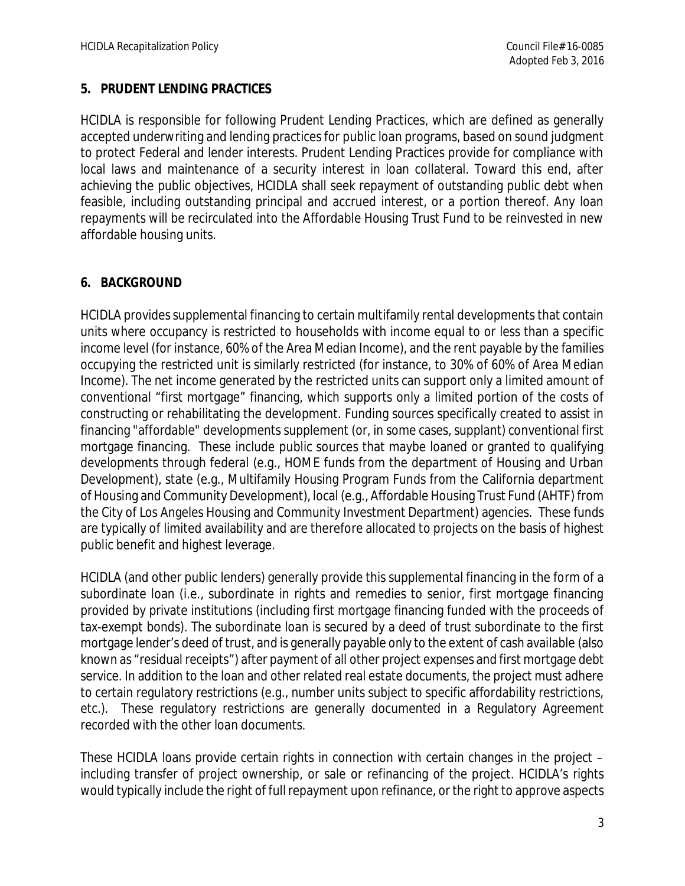## 5. PRUDENT LENDING PRACTICES

HCIDLA is responsible for following Prudent Lending Practices, which are defined as generally accepted underwriting and lending practices for public loan programs, based on sound judgment to protect Federal and lender interests. Prudent Lending Practices provide for compliance with local laws and maintenance of a security interest in loan collateral. Toward this end, after achieving the public objectives, HCIDLA shall seek repayment of outstanding public debt when feasible, including outstanding principal and accrued interest, or a portion thereof. Any loan repayments will be recirculated into the Affordable Housing Trust Fund to be reinvested in new affordable housing units.

## 6. BACKGROUND

HCIDLA provides supplemental financing to certain multifamily rental developments that contain units where occupancy is restricted to households with income equal to or less than a specific income level (for instance, 60% of the Area Median Income), and the rent payable by the families occupying the restricted unit is similarly restricted (for instance, to 30% of 60% of Area Median Income). The net income generated by the restricted units can support only a limited amount of conventional "first mortgage" financing, which supports only a limited portion of the costs of constructing or rehabilitating the development. Funding sources specifically created to assist in financing "affordable" developments supplement (or, in some cases, supplant) conventional first mortgage financing. These include public sources that maybe loaned or granted to qualifying developments through federal (e.g., HOME funds from the department of Housing and Urban Development), state (e.g., Multifamily Housing Program Funds from the California department of Housing and Community Development), local (e.g., Affordable Housing Trust Fund (AHTF) from the City of Los Angeles Housing and Community Investment Department) agencies. These funds are typically of limited availability and are therefore allocated to projects on the basis of highest public benefit and highest leverage.

HCIDLA (and other public lenders) generally provide this supplemental financing in the form of a subordinate loan (i.e., subordinate in rights and remedies to senior, first mortgage financing provided by private institutions (including first mortgage financing funded with the proceeds of tax-exempt bonds). The subordinate loan is secured by a deed of trust subordinate to the first mortgage lender's deed of trust, and is generally payable only to the extent of cash available (also known as "residual receipts") after payment of all other project expenses and first mortgage debt service. In addition to the loan and other related real estate documents, the project must adhere to certain regulatory restrictions (e.g., number units subject to specific affordability restrictions, etc.). These regulatory restrictions are generally documented in a Regulatory Agreement recorded with the other loan documents.

These HCIDLA loans provide certain rights in connection with certain changes in the project – including transfer of project ownership, or sale or refinancing of the project. HCIDLA's rights would typically include the right of full repayment upon refinance, or the right to approve aspects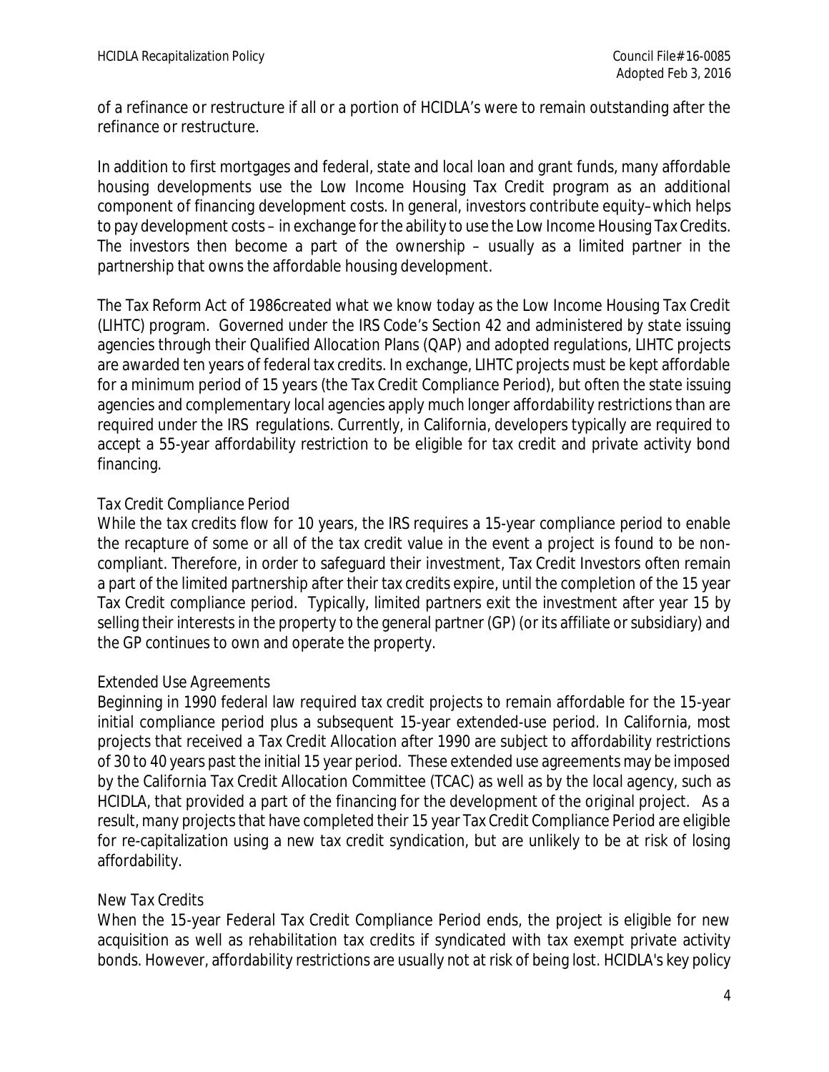of a refinance or restructure if all or a portion of HCIDLA's were to remain outstanding after the refinance or restructure.

In addition to first mortgages and federal, state and local loan and grant funds, many affordable housing developments use the Low Income Housing Tax Credit program as an additional component of financing development costs. In general, investors contribute equity–which helps to pay development costs – in exchange for the ability to use the Low Income Housing Tax Credits. The investors then become a part of the ownership – usually as a limited partner in the partnership that owns the affordable housing development.

The Tax Reform Act of 1986created what we know today as the Low Income Housing Tax Credit (LIHTC) program. Governed under the IRS Code's Section 42 and administered by state issuing agencies through their Qualified Allocation Plans (QAP) and adopted regulations, LIHTC projects are awarded ten years of federal tax credits. In exchange, LIHTC projects must be kept affordable for a minimum period of 15 years (the Tax Credit Compliance Period), but often the state issuing agencies and complementary local agencies apply much longer affordability restrictions than are required under the IRS regulations. Currently, in California, developers typically are required to accept a 55-year affordability restriction to be eligible for tax credit and private activity bond financing.

*Tax Credit Compliance Period*

While the tax credits flow for 10 years, the IRS requires a 15-year compliance period to enable the recapture of some or all of the tax credit value in the event a project is found to be non-compliant. Therefore, in order to safeguard their investment, Tax Credit Investors often remain a part of the limited partnership after their tax credits expire, until the completion of the 15 year Tax Credit compliance period. Typically, limited partners exit the investment after year 15 by selling their interests in the property to the general partner (GP) (or its affiliate or subsidiary) and the GP continues to own and operate the property.

*Extended Use Agreements*

Beginning in 1990 federal law required tax credit projects to remain affordable for the 15-year initial compliance period plus a subsequent 15-year extended-use period. In California, most projects that received a Tax Credit Allocation after 1990 are subject to affordability restrictions of 30 to 40 years past the initial 15 year period. These extended use agreements may be imposed by the California Tax Credit Allocation Committee (TCAC) as well as by the local agency, such as HCIDLA, that provided a part of the financing for the development of the original project. As a result, many projects that have completed their 15 year Tax Credit Compliance Period are eligible for re-capitalization using a new tax credit syndication, but are unlikely to be at risk of losing affordability.

*New Tax Credits*

When the 15-year Federal Tax Credit Compliance Period ends, the project is eligible for new acquisition as well as rehabilitation tax credits if syndicated with tax exempt private activity bonds. However, affordability restrictions are usually not at risk of being lost. HCIDLA's key policy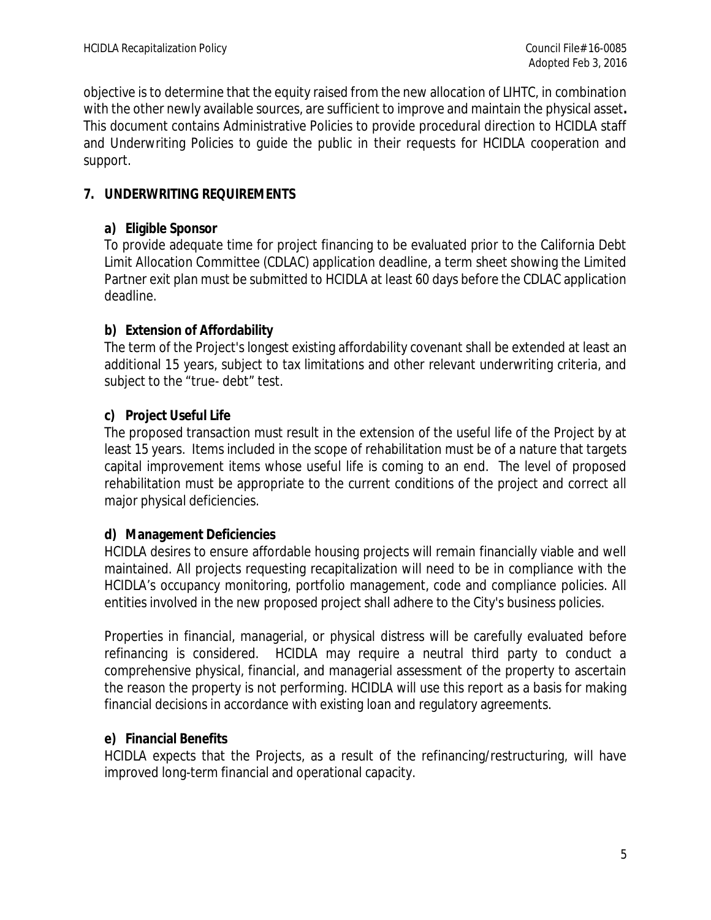objective is to determine that the equity raised from the new allocation of LIHTC, in combination with the other newly available sources, are sufficient to improve and maintain the physical asset**.** This document contains Administrative Policies to provide procedural direction to HCIDLA staff and Underwriting Policies to guide the public in their requests for HCIDLA cooperation and support.

## 7. UNDERWRITING REQUIREMENTS

### a) Eligible Sponsor

To provide adequate time for project financing to be evaluated prior to the California Debt Limit Allocation Committee (CDLAC) application deadline, a term sheet showing the Limited Partner exit plan must be submitted to HCIDLA at least 60 days before the CDLAC application deadline.

### b) Extension of Affordability

The term of the Project's longest existing affordability covenant shall be extended at least an additional 15 years, subject to tax limitations and other relevant underwriting criteria, and subject to the "true- debt" test.

### c) Project Useful Life

The proposed transaction must result in the extension of the useful life of the Project by at least 15 years. Items included in the scope of rehabilitation must be of a nature that targets capital improvement items whose useful life is coming to an end. The level of proposed rehabilitation must be appropriate to the current conditions of the project and correct all major physical deficiencies.

### d) Management Deficiencies

HCIDLA desires to ensure affordable housing projects will remain financially viable and well maintained. All projects requesting recapitalization will need to be in compliance with the HCIDLA's occupancy monitoring, portfolio management, code and compliance policies. All entities involved in the new proposed project shall adhere to the City's business policies.

Properties in financial, managerial, or physical distress will be carefully evaluated before refinancing is considered. HCIDLA may require a neutral third party to conduct a comprehensive physical, financial, and managerial assessment of the property to ascertain the reason the property is not performing. HCIDLA will use this report as a basis for making financial decisions in accordance with existing loan and regulatory agreements.

### e) Financial Benefits

HCIDLA expects that the Projects, as a result of the refinancing/restructuring, will have improved long-term financial and operational capacity.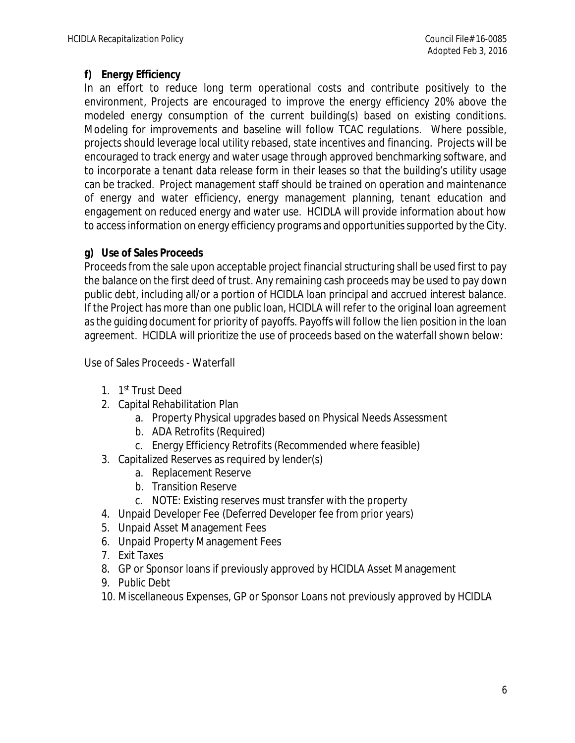**f) Energy Efficiency**

In an effort to reduce long term operational costs and contribute positively to the environment, Projects are encouraged to improve the energy efficiency 20% above the modeled energy consumption of the current building(s) based on existing conditions. Modeling for improvements and baseline will follow TCAC regulations. Where possible, projects should leverage local utility rebased, state incentives and financing. Projects will be encouraged to track energy and water usage through approved benchmarking software, and to incorporate a tenant data release form in their leases so that the building's utility usage can be tracked. Project management staff should be trained on operation and maintenance of energy and water efficiency, energy management planning, tenant education and engagement on reduced energy and water use. HCIDLA will provide information about how to access information on energy efficiency programs and opportunities supported by the City.

**g) Use of Sales Proceeds**

Proceeds from the sale upon acceptable project financial structuring shall be used first to pay the balance on the first deed of trust. Any remaining cash proceeds may be used to pay down public debt, including all/or a portion of HCIDLA loan principal and accrued interest balance. If the Project has more than one public loan, HCIDLA will refer to the original loan agreement as the guiding document for priority of payoffs. Payoffs will follow the lien position in the loan agreement. HCIDLA will prioritize the use of proceeds based on the waterfall shown below:

Use of Sales Proceeds - Waterfall

1. 1st Trust Deed
2. Capital Rehabilitation Plan
   a. Property Physical upgrades based on Physical Needs Assessment
   b. ADA Retrofits (Required)
   c. Energy Efficiency Retrofits (Recommended where feasible)
3. Capitalized Reserves as required by lender(s)
   a. Replacement Reserve
   b. Transition Reserve
   c. NOTE: Existing reserves must transfer with the property
4. Unpaid Developer Fee (Deferred Developer fee from prior years)
5. Unpaid Asset Management Fees
6. Unpaid Property Management Fees
7. Exit Taxes
8. GP or Sponsor loans if previously approved by HCIDLA Asset Management
9. Public Debt
10. Miscellaneous Expenses, GP or Sponsor Loans not previously approved by HCIDLA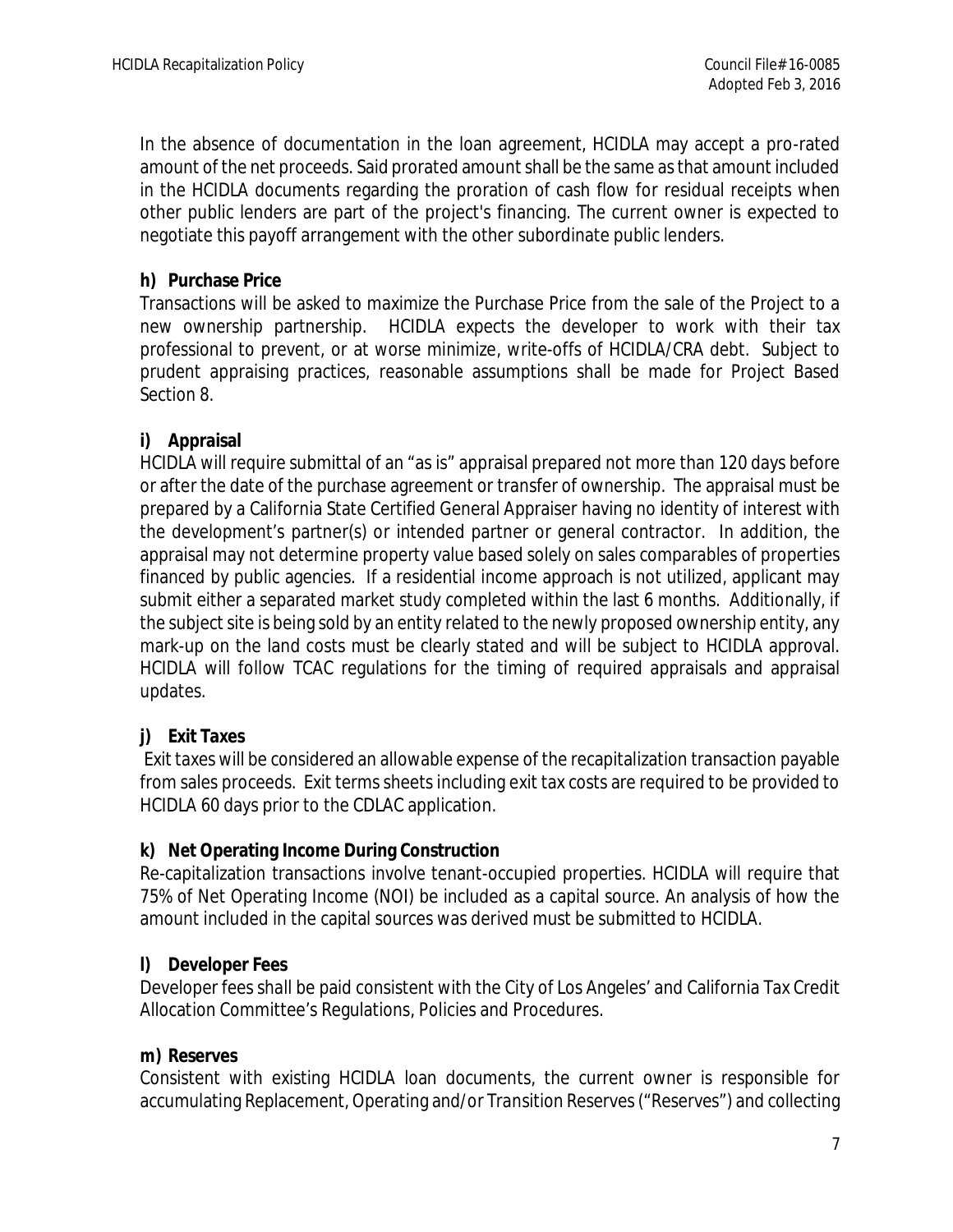In the absence of documentation in the loan agreement, HCIDLA may accept a pro-rated amount of the net proceeds. Said prorated amount shall be the same as that amount included in the HCIDLA documents regarding the proration of cash flow for residual receipts when other public lenders are part of the project's financing. The current owner is expected to negotiate this payoff arrangement with the other subordinate public lenders.

**h) Purchase Price**

Transactions will be asked to maximize the Purchase Price from the sale of the Project to a new ownership partnership. HCIDLA expects the developer to work with their tax professional to prevent, or at worse minimize, write-offs of HCIDLA/CRA debt. Subject to prudent appraising practices, reasonable assumptions shall be made for Project Based Section 8.

**i) Appraisal**

HCIDLA will require submittal of an "as is" appraisal prepared not more than 120 days before or after the date of the purchase agreement or transfer of ownership. The appraisal must be prepared by a California State Certified General Appraiser having no identity of interest with the development's partner(s) or intended partner or general contractor. In addition, the appraisal may not determine property value based solely on sales comparables of properties financed by public agencies. If a residential income approach is not utilized, applicant may submit either a separated market study completed within the last 6 months. Additionally, if the subject site is being sold by an entity related to the newly proposed ownership entity, any mark-up on the land costs must be clearly stated and will be subject to HCIDLA approval. HCIDLA will follow TCAC regulations for the timing of required appraisals and appraisal updates.

**j) Exit Taxes**

Exit taxes will be considered an allowable expense of the recapitalization transaction payable from sales proceeds. Exit terms sheets including exit tax costs are required to be provided to HCIDLA 60 days prior to the CDLAC application.

**k) Net Operating Income During Construction**

Re-capitalization transactions involve tenant-occupied properties. HCIDLA will require that 75% of Net Operating Income (NOI) be included as a capital source. An analysis of how the amount included in the capital sources was derived must be submitted to HCIDLA.

**l) Developer Fees**

Developer fees shall be paid consistent with the City of Los Angeles' and California Tax Credit Allocation Committee's Regulations, Policies and Procedures.

**m) Reserves**

Consistent with existing HCIDLA loan documents, the current owner is responsible for accumulating Replacement, Operating and/or Transition Reserves ("Reserves") and collecting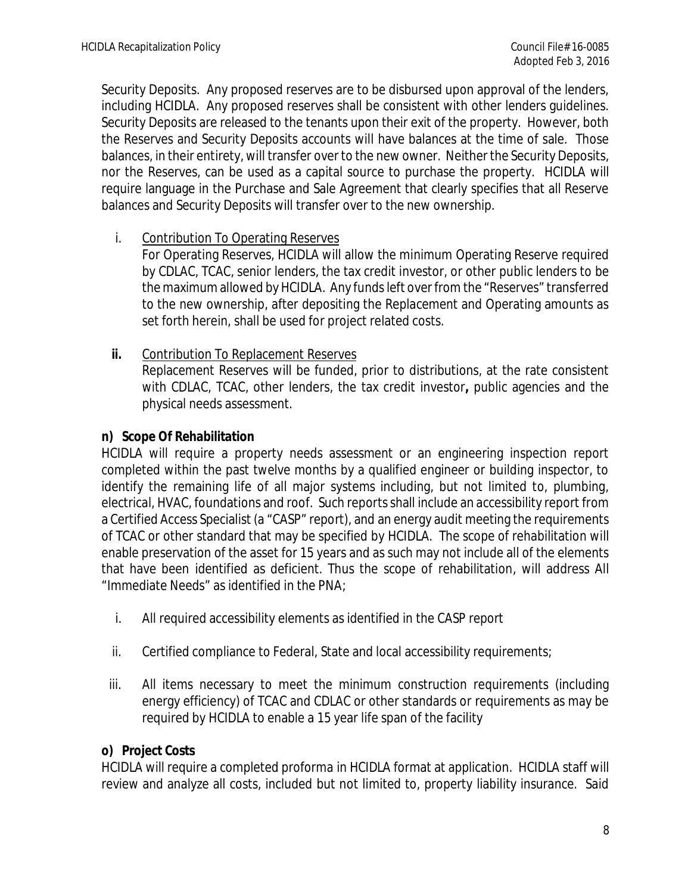Security Deposits. Any proposed reserves are to be disbursed upon approval of the lenders, including HCIDLA. Any proposed reserves shall be consistent with other lenders guidelines. Security Deposits are released to the tenants upon their exit of the property. However, both the Reserves and Security Deposits accounts will have balances at the time of sale. Those balances, in their entirety, will transfer over to the new owner. Neither the Security Deposits, nor the Reserves, can be used as a capital source to purchase the property. HCIDLA will require language in the Purchase and Sale Agreement that clearly specifies that all Reserve balances and Security Deposits will transfer over to the new ownership.

i. Contribution To Operating Reserves

For Operating Reserves, HCIDLA will allow the minimum Operating Reserve required by CDLAC, TCAC, senior lenders, the tax credit investor, or other public lenders to be the maximum allowed by HCIDLA. Any funds left over from the "Reserves" transferred to the new ownership, after depositing the Replacement and Operating amounts as set forth herein, shall be used for project related costs.

**ii.** Contribution To Replacement Reserves

Replacement Reserves will be funded, prior to distributions, at the rate consistent with CDLAC, TCAC, other lenders, the tax credit investor**,** public agencies and the physical needs assessment.

**n) Scope Of Rehabilitation**

HCIDLA will require a property needs assessment or an engineering inspection report completed within the past twelve months by a qualified engineer or building inspector, to identify the remaining life of all major systems including, but not limited to, plumbing, electrical, HVAC, foundations and roof. Such reports shall include an accessibility report from a Certified Access Specialist (a "CASP" report), and an energy audit meeting the requirements of TCAC or other standard that may be specified by HCIDLA. The scope of rehabilitation will enable preservation of the asset for 15 years and as such may not include all of the elements that have been identified as deficient. Thus the scope of rehabilitation, will address All "Immediate Needs" as identified in the PNA;

i. All required accessibility elements as identified in the CASP report

ii. Certified compliance to Federal, State and local accessibility requirements;

iii. All items necessary to meet the minimum construction requirements (including energy efficiency) of TCAC and CDLAC or other standards or requirements as may be required by HCIDLA to enable a 15 year life span of the facility

**o) Project Costs**

HCIDLA will require a completed proforma in HCIDLA format at application. HCIDLA staff will review and analyze all costs, included but not limited to, property liability insurance. Said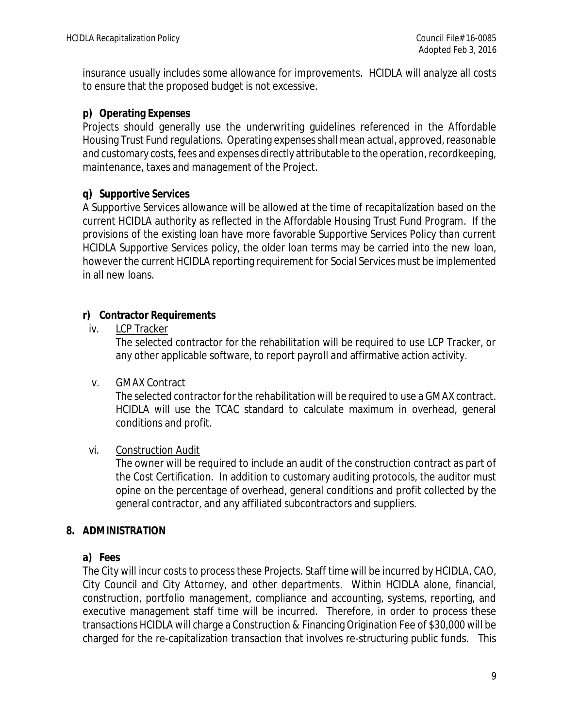insurance usually includes some allowance for improvements. HCIDLA will analyze all costs to ensure that the proposed budget is not excessive.

**p) Operating Expenses**

Projects should generally use the underwriting guidelines referenced in the Affordable Housing Trust Fund regulations. Operating expenses shall mean actual, approved, reasonable and customary costs, fees and expenses directly attributable to the operation, recordkeeping, maintenance, taxes and management of the Project.

**q) Supportive Services**

A Supportive Services allowance will be allowed at the time of recapitalization based on the current HCIDLA authority as reflected in the Affordable Housing Trust Fund Program. If the provisions of the existing loan have more favorable Supportive Services Policy than current HCIDLA Supportive Services policy, the older loan terms may be carried into the new loan, however the current HCIDLA reporting requirement for Social Services must be implemented in all new loans.

**r) Contractor Requirements**

iv. <u>LCP Tracker</u>

The selected contractor for the rehabilitation will be required to use LCP Tracker, or any other applicable software, to report payroll and affirmative action activity.

v. <u>GMAX Contract</u>

The selected contractor for the rehabilitation will be required to use a GMAX contract. HCIDLA will use the TCAC standard to calculate maximum in overhead, general conditions and profit.

vi. <u>Construction Audit</u>

The owner will be required to include an audit of the construction contract as part of the Cost Certification. In addition to customary auditing protocols, the auditor must opine on the percentage of overhead, general conditions and profit collected by the general contractor, and any affiliated subcontractors and suppliers.

## 8. ADMINISTRATION

**a) Fees**

The City will incur costs to process these Projects. Staff time will be incurred by HCIDLA, CAO, City Council and City Attorney, and other departments. Within HCIDLA alone, financial, construction, portfolio management, compliance and accounting, systems, reporting, and executive management staff time will be incurred. Therefore, in order to process these transactions HCIDLA will charge a Construction & Financing Origination Fee of $30,000 will be charged for the re-capitalization transaction that involves re-structuring public funds. This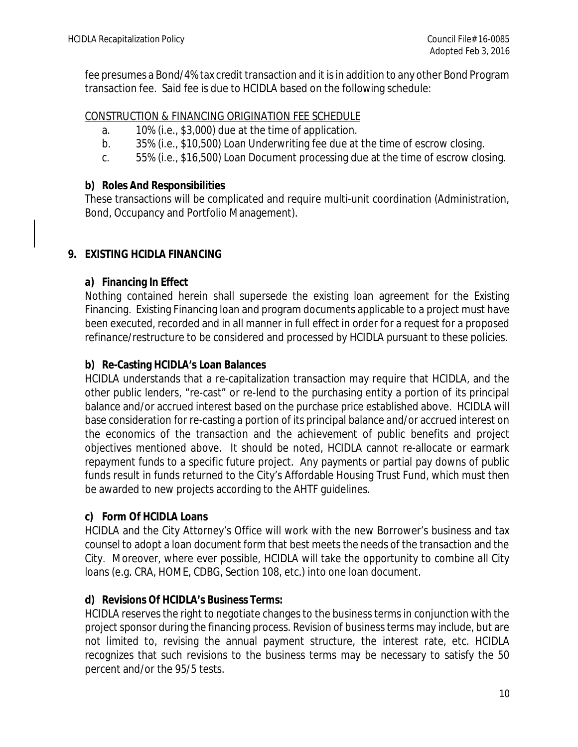fee presumes a Bond/4% tax credit transaction and it is in addition to any other Bond Program transaction fee. Said fee is due to HCIDLA based on the following schedule:

CONSTRUCTION & FINANCING ORIGINATION FEE SCHEDULE

a. 10% (i.e., $3,000) due at the time of application.

b. 35% (i.e., $10,500) Loan Underwriting fee due at the time of escrow closing.

c. 55% (i.e., $16,500) Loan Document processing due at the time of escrow closing.

**b) Roles And Responsibilities**

These transactions will be complicated and require multi-unit coordination (Administration, Bond, Occupancy and Portfolio Management).

## 9. EXISTING HCIDLA FINANCING

**a) Financing In Effect**

Nothing contained herein shall supersede the existing loan agreement for the Existing Financing. Existing Financing loan and program documents applicable to a project must have been executed, recorded and in all manner in full effect in order for a request for a proposed refinance/restructure to be considered and processed by HCIDLA pursuant to these policies.

**b) Re-Casting HCIDLA's Loan Balances**

HCIDLA understands that a re-capitalization transaction may require that HCIDLA, and the other public lenders, "re-cast" or re-lend to the purchasing entity a portion of its principal balance and/or accrued interest based on the purchase price established above. HCIDLA will base consideration for re-casting a portion of its principal balance and/or accrued interest on the economics of the transaction and the achievement of public benefits and project objectives mentioned above. It should be noted, HCIDLA cannot re-allocate or earmark repayment funds to a specific future project. Any payments or partial pay downs of public funds result in funds returned to the City's Affordable Housing Trust Fund, which must then be awarded to new projects according to the AHTF guidelines.

**c) Form Of HCIDLA Loans**

HCIDLA and the City Attorney's Office will work with the new Borrower's business and tax counsel to adopt a loan document form that best meets the needs of the transaction and the City. Moreover, where ever possible, HCIDLA will take the opportunity to combine all City loans (e.g. CRA, HOME, CDBG, Section 108, etc.) into one loan document.

**d) Revisions Of HCIDLA's Business Terms:**

HCIDLA reserves the right to negotiate changes to the business terms in conjunction with the project sponsor during the financing process. Revision of business terms may include, but are not limited to, revising the annual payment structure, the interest rate, etc. HCIDLA recognizes that such revisions to the business terms may be necessary to satisfy the 50 percent and/or the 95/5 tests.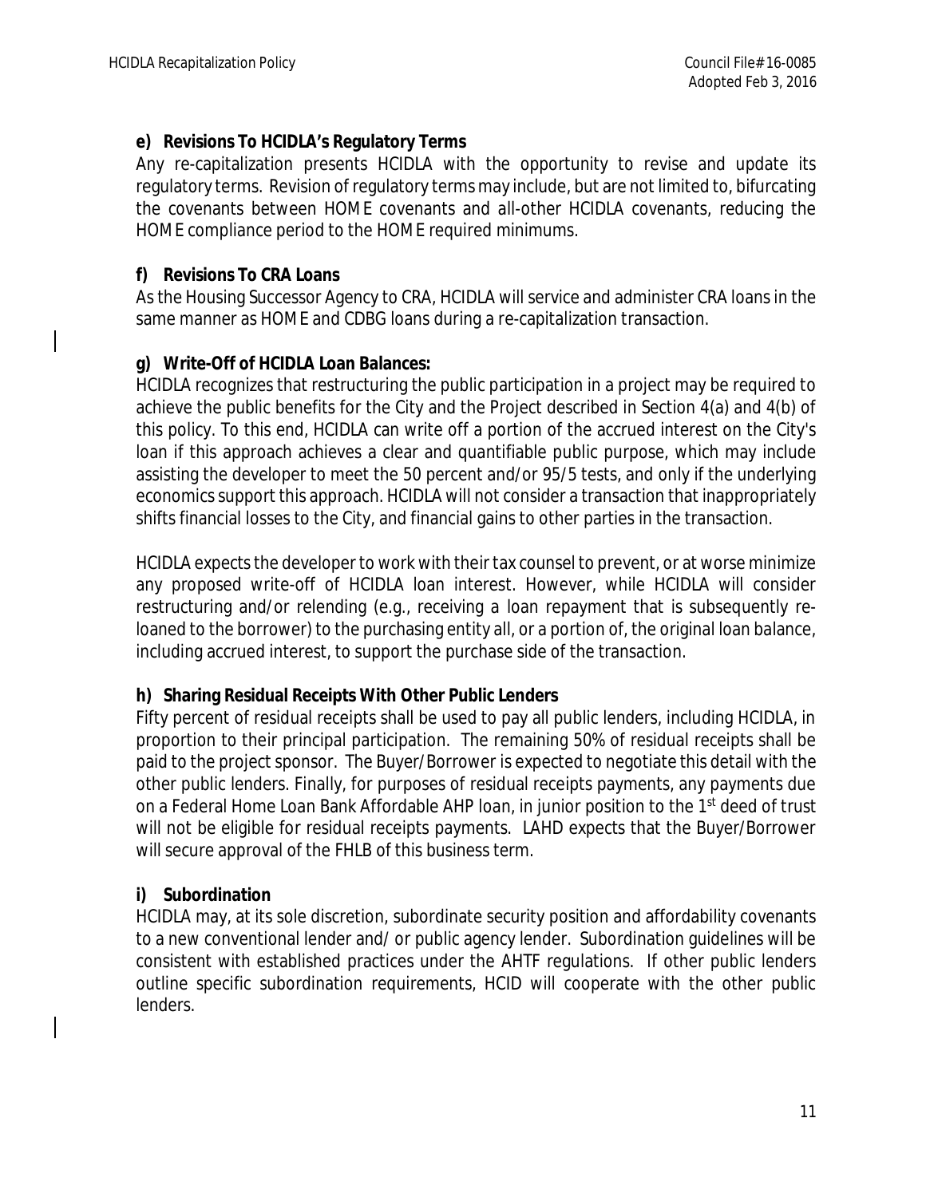**e) Revisions To HCIDLA's Regulatory Terms**

Any re-capitalization presents HCIDLA with the opportunity to revise and update its regulatory terms. Revision of regulatory terms may include, but are not limited to, bifurcating the covenants between HOME covenants and all-other HCIDLA covenants, reducing the HOME compliance period to the HOME required minimums.

**f) Revisions To CRA Loans**

As the Housing Successor Agency to CRA, HCIDLA will service and administer CRA loans in the same manner as HOME and CDBG loans during a re-capitalization transaction.

**g) Write-Off of HCIDLA Loan Balances:**

HCIDLA recognizes that restructuring the public participation in a project may be required to achieve the public benefits for the City and the Project described in Section 4(a) and 4(b) of this policy. To this end, HCIDLA can write off a portion of the accrued interest on the City's loan if this approach achieves a clear and quantifiable public purpose, which may include assisting the developer to meet the 50 percent and/or 95/5 tests, and only if the underlying economics support this approach. HCIDLA will not consider a transaction that inappropriately shifts financial losses to the City, and financial gains to other parties in the transaction.

HCIDLA expects the developer to work with their tax counsel to prevent, or at worse minimize any proposed write-off of HCIDLA loan interest. However, while HCIDLA will consider restructuring and/or relending (e.g., receiving a loan repayment that is subsequently re-loaned to the borrower) to the purchasing entity all, or a portion of, the original loan balance, including accrued interest, to support the purchase side of the transaction.

**h) Sharing Residual Receipts With Other Public Lenders**

Fifty percent of residual receipts shall be used to pay all public lenders, including HCIDLA, in proportion to their principal participation. The remaining 50% of residual receipts shall be paid to the project sponsor. The Buyer/Borrower is expected to negotiate this detail with the other public lenders. Finally, for purposes of residual receipts payments, any payments due on a Federal Home Loan Bank Affordable AHP loan, in junior position to the 1st deed of trust will not be eligible for residual receipts payments. LAHD expects that the Buyer/Borrower will secure approval of the FHLB of this business term.

**i) Subordination**

HCIDLA may, at its sole discretion, subordinate security position and affordability covenants to a new conventional lender and/ or public agency lender. Subordination guidelines will be consistent with established practices under the AHTF regulations. If other public lenders outline specific subordination requirements, HCID will cooperate with the other public lenders.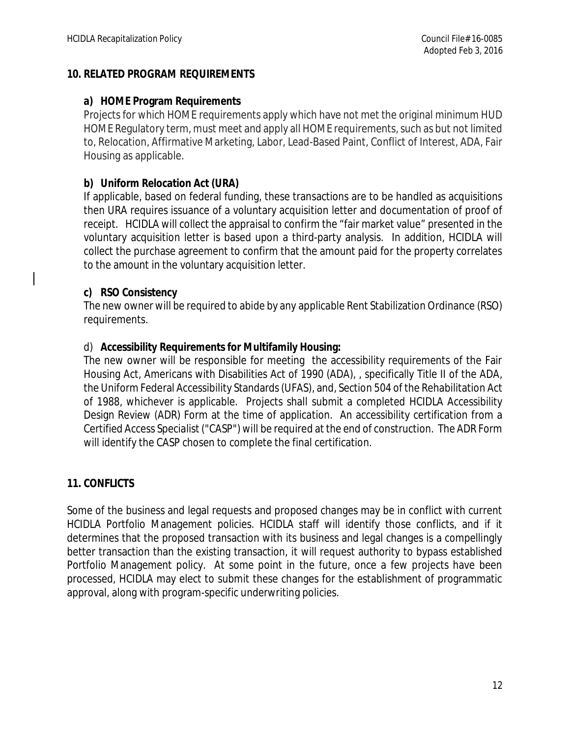## 10. RELATED PROGRAM REQUIREMENTS

### a) HOME Program Requirements

Projects for which HOME requirements apply which have not met the original minimum HUD HOME Regulatory term, must meet and apply all HOME requirements, such as but not limited to, Relocation, Affirmative Marketing, Labor, Lead-Based Paint, Conflict of Interest, ADA, Fair Housing as applicable.

### b) Uniform Relocation Act (URA)

If applicable, based on federal funding, these transactions are to be handled as acquisitions then URA requires issuance of a voluntary acquisition letter and documentation of proof of receipt. HCIDLA will collect the appraisal to confirm the "fair market value" presented in the voluntary acquisition letter is based upon a third-party analysis. In addition, HCIDLA will collect the purchase agreement to confirm that the amount paid for the property correlates to the amount in the voluntary acquisition letter.

### c) RSO Consistency

The new owner will be required to abide by any applicable Rent Stabilization Ordinance (RSO) requirements.

### d) Accessibility Requirements for Multifamily Housing:

The new owner will be responsible for meeting the accessibility requirements of the Fair Housing Act, Americans with Disabilities Act of 1990 (ADA), , specifically Title II of the ADA, the Uniform Federal Accessibility Standards (UFAS), and, Section 504 of the Rehabilitation Act of 1988, whichever is applicable. Projects shall submit a completed HCIDLA Accessibility Design Review (ADR) Form at the time of application. An accessibility certification from a Certified Access Specialist ("CASP") will be required at the end of construction. The ADR Form will identify the CASP chosen to complete the final certification.

## 11. CONFLICTS

Some of the business and legal requests and proposed changes may be in conflict with current HCIDLA Portfolio Management policies. HCIDLA staff will identify those conflicts, and if it determines that the proposed transaction with its business and legal changes is a compellingly better transaction than the existing transaction, it will request authority to bypass established Portfolio Management policy. At some point in the future, once a few projects have been processed, HCIDLA may elect to submit these changes for the establishment of programmatic approval, along with program-specific underwriting policies.